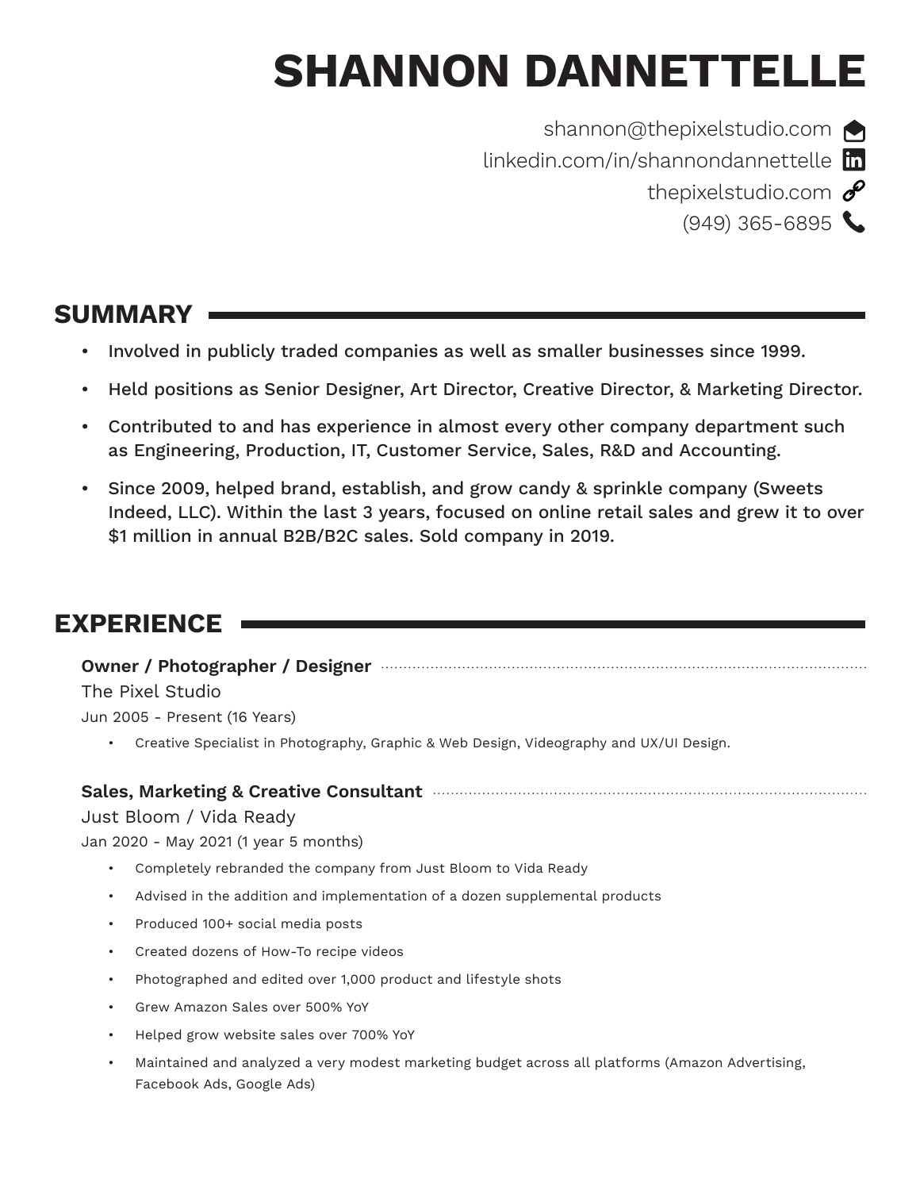# SHANNON DANNETTELLE

shannon@thepixelstudio.com
linkedin.com/in/shannondannettelle
thepixelstudio.com
(949) 365-6895

## SUMMARY

- Involved in publicly traded companies as well as smaller businesses since 1999.
- Held positions as Senior Designer, Art Director, Creative Director, & Marketing Director.
- Contributed to and has experience in almost every other company department such as Engineering, Production, IT, Customer Service, Sales, R&D and Accounting.
- Since 2009, helped brand, establish, and grow candy & sprinkle company (Sweets Indeed, LLC). Within the last 3 years, focused on online retail sales and grew it to over $1 million in annual B2B/B2C sales. Sold company in 2019.

## EXPERIENCE

### Owner / Photographer / Designer

The Pixel Studio

Jun 2005 - Present (16 Years)

- Creative Specialist in Photography, Graphic & Web Design, Videography and UX/UI Design.

### Sales, Marketing & Creative Consultant

Just Bloom / Vida Ready

Jan 2020 - May 2021 (1 year 5 months)

- Completely rebranded the company from Just Bloom to Vida Ready
- Advised in the addition and implementation of a dozen supplemental products
- Produced 100+ social media posts
- Created dozens of How-To recipe videos
- Photographed and edited over 1,000 product and lifestyle shots
- Grew Amazon Sales over 500% YoY
- Helped grow website sales over 700% YoY
- Maintained and analyzed a very modest marketing budget across all platforms (Amazon Advertising, Facebook Ads, Google Ads)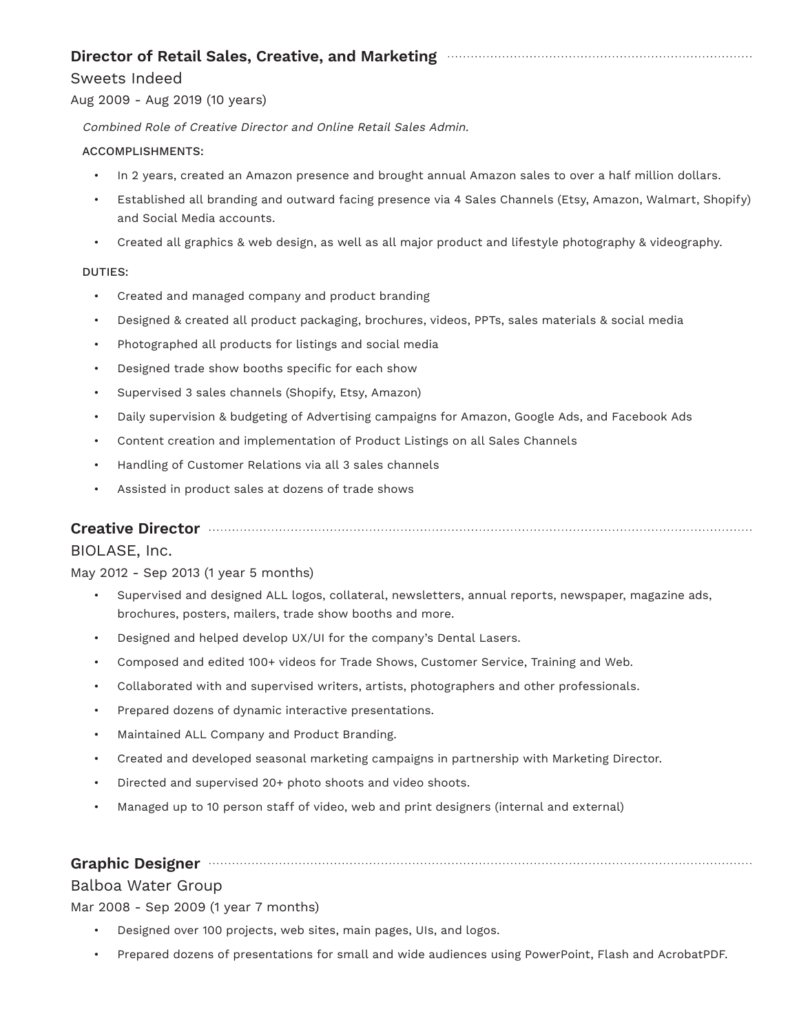### Director of Retail Sales, Creative, and Marketing

Sweets Indeed

Aug 2009 - Aug 2019 (10 years)

*Combined Role of Creative Director and Online Retail Sales Admin.*

ACCOMPLISHMENTS:

- In 2 years, created an Amazon presence and brought annual Amazon sales to over a half million dollars.
- Established all branding and outward facing presence via 4 Sales Channels (Etsy, Amazon, Walmart, Shopify) and Social Media accounts.
- Created all graphics & web design, as well as all major product and lifestyle photography & videography.

DUTIES:

- Created and managed company and product branding
- Designed & created all product packaging, brochures, videos, PPTs, sales materials & social media
- Photographed all products for listings and social media
- Designed trade show booths specific for each show
- Supervised 3 sales channels (Shopify, Etsy, Amazon)
- Daily supervision & budgeting of Advertising campaigns for Amazon, Google Ads, and Facebook Ads
- Content creation and implementation of Product Listings on all Sales Channels
- Handling of Customer Relations via all 3 sales channels
- Assisted in product sales at dozens of trade shows

### Creative Director

BIOLASE, Inc.

May 2012 - Sep 2013 (1 year 5 months)

- Supervised and designed ALL logos, collateral, newsletters, annual reports, newspaper, magazine ads, brochures, posters, mailers, trade show booths and more.
- Designed and helped develop UX/UI for the company's Dental Lasers.
- Composed and edited 100+ videos for Trade Shows, Customer Service, Training and Web.
- Collaborated with and supervised writers, artists, photographers and other professionals.
- Prepared dozens of dynamic interactive presentations.
- Maintained ALL Company and Product Branding.
- Created and developed seasonal marketing campaigns in partnership with Marketing Director.
- Directed and supervised 20+ photo shoots and video shoots.
- Managed up to 10 person staff of video, web and print designers (internal and external)

### Graphic Designer

Balboa Water Group

Mar 2008 - Sep 2009 (1 year 7 months)

- Designed over 100 projects, web sites, main pages, UIs, and logos.
- Prepared dozens of presentations for small and wide audiences using PowerPoint, Flash and AcrobatPDF.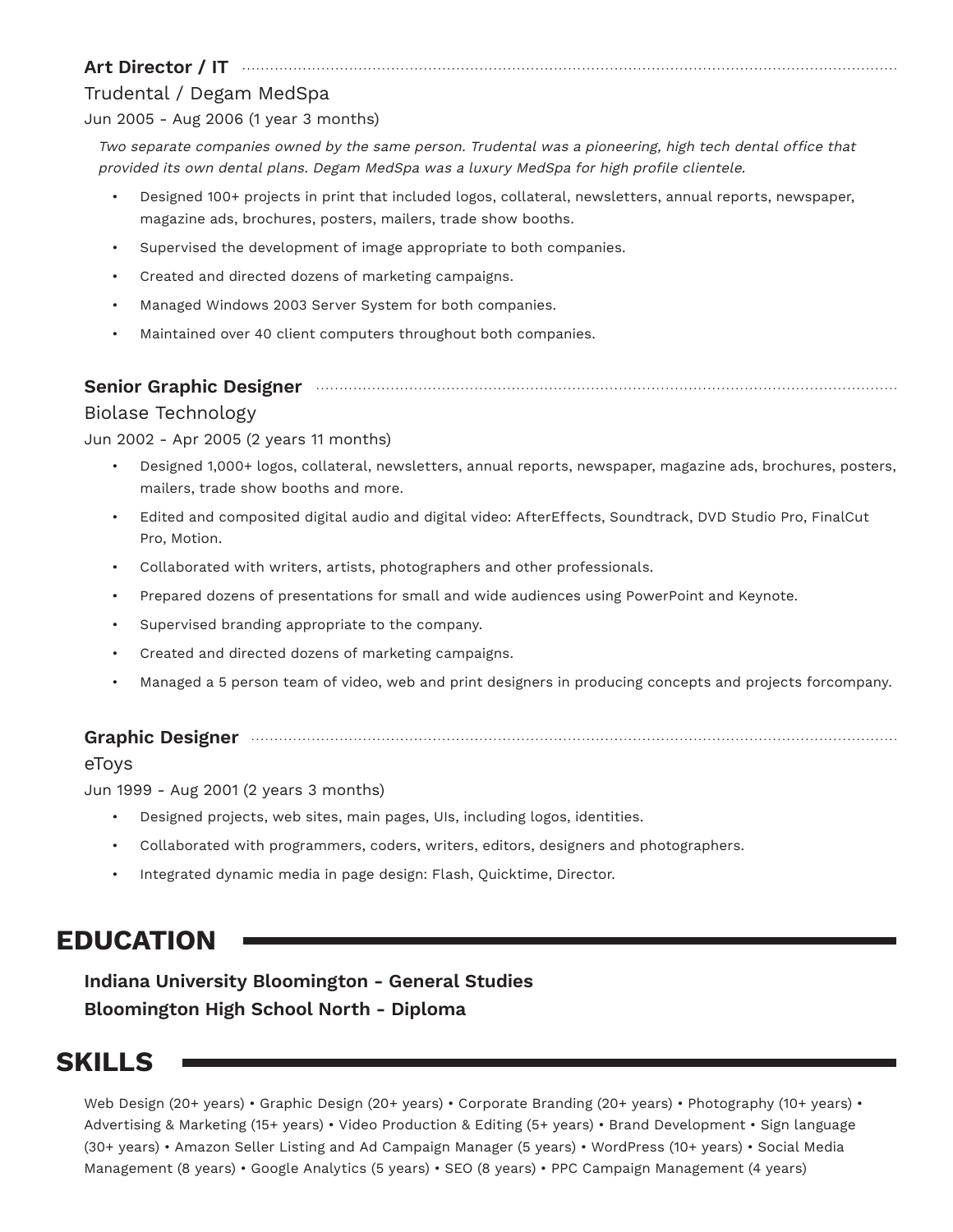### Art Director / IT

Trudental / Degam MedSpa

Jun 2005 - Aug 2006 (1 year 3 months)

*Two separate companies owned by the same person. Trudental was a pioneering, high tech dental office that provided its own dental plans. Degam MedSpa was a luxury MedSpa for high profile clientele.*

- Designed 100+ projects in print that included logos, collateral, newsletters, annual reports, newspaper, magazine ads, brochures, posters, mailers, trade show booths.
- Supervised the development of image appropriate to both companies.
- Created and directed dozens of marketing campaigns.
- Managed Windows 2003 Server System for both companies.
- Maintained over 40 client computers throughout both companies.

### Senior Graphic Designer

Biolase Technology

Jun 2002 - Apr 2005 (2 years 11 months)

- Designed 1,000+ logos, collateral, newsletters, annual reports, newspaper, magazine ads, brochures, posters, mailers, trade show booths and more.
- Edited and composited digital audio and digital video: AfterEffects, Soundtrack, DVD Studio Pro, FinalCut Pro, Motion.
- Collaborated with writers, artists, photographers and other professionals.
- Prepared dozens of presentations for small and wide audiences using PowerPoint and Keynote.
- Supervised branding appropriate to the company.
- Created and directed dozens of marketing campaigns.
- Managed a 5 person team of video, web and print designers in producing concepts and projects forcompany.

### Graphic Designer

eToys

Jun 1999 - Aug 2001 (2 years 3 months)

- Designed projects, web sites, main pages, UIs, including logos, identities.
- Collaborated with programmers, coders, writers, editors, designers and photographers.
- Integrated dynamic media in page design: Flash, Quicktime, Director.

## EDUCATION

**Indiana University Bloomington - General Studies**

**Bloomington High School North - Diploma**

## SKILLS

Web Design (20+ years) • Graphic Design (20+ years) • Corporate Branding (20+ years) • Photography (10+ years) • Advertising & Marketing (15+ years) • Video Production & Editing (5+ years) • Brand Development • Sign language (30+ years) • Amazon Seller Listing and Ad Campaign Manager (5 years) • WordPress (10+ years) • Social Media Management (8 years) • Google Analytics (5 years) • SEO (8 years) • PPC Campaign Management (4 years)